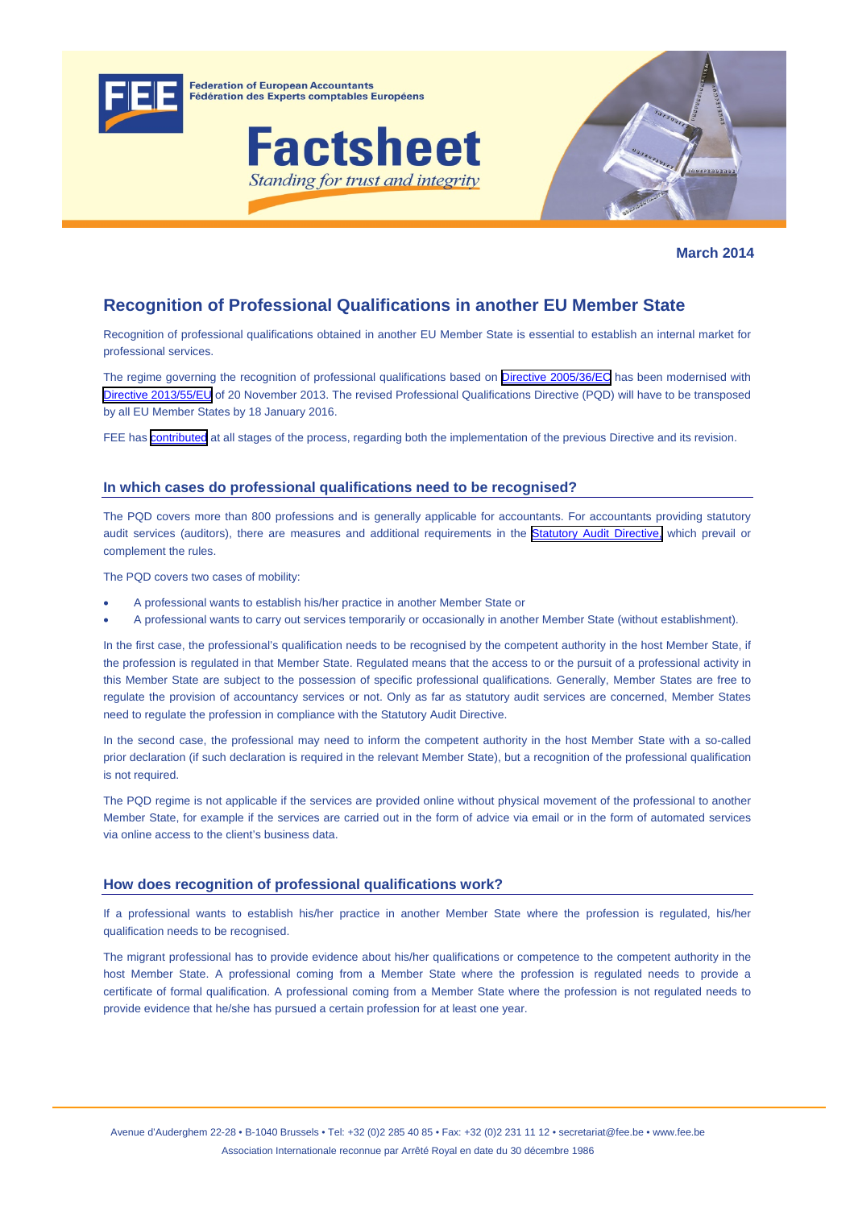Federation of European Accountants
Fédération des Experts comptables Européens

# Factsheet

*Standing for trust and integrity*

**March 2014**

## Recognition of Professional Qualifications in another EU Member State

Recognition of professional qualifications obtained in another EU Member State is essential to establish an internal market for professional services.

The regime governing the recognition of professional qualifications based on Directive 2005/36/EC has been modernised with Directive 2013/55/EU of 20 November 2013. The revised Professional Qualifications Directive (PQD) will have to be transposed by all EU Member States by 18 January 2016.

FEE has contributed at all stages of the process, regarding both the implementation of the previous Directive and its revision.

### In which cases do professional qualifications need to be recognised?

The PQD covers more than 800 professions and is generally applicable for accountants. For accountants providing statutory audit services (auditors), there are measures and additional requirements in the Statutory Audit Directive, which prevail or complement the rules.

The PQD covers two cases of mobility:

- A professional wants to establish his/her practice in another Member State or
- A professional wants to carry out services temporarily or occasionally in another Member State (without establishment).

In the first case, the professional's qualification needs to be recognised by the competent authority in the host Member State, if the profession is regulated in that Member State. Regulated means that the access to or the pursuit of a professional activity in this Member State are subject to the possession of specific professional qualifications. Generally, Member States are free to regulate the provision of accountancy services or not. Only as far as statutory audit services are concerned, Member States need to regulate the profession in compliance with the Statutory Audit Directive.

In the second case, the professional may need to inform the competent authority in the host Member State with a so-called prior declaration (if such declaration is required in the relevant Member State), but a recognition of the professional qualification is not required.

The PQD regime is not applicable if the services are provided online without physical movement of the professional to another Member State, for example if the services are carried out in the form of advice via email or in the form of automated services via online access to the client's business data.

### How does recognition of professional qualifications work?

If a professional wants to establish his/her practice in another Member State where the profession is regulated, his/her qualification needs to be recognised.

The migrant professional has to provide evidence about his/her qualifications or competence to the competent authority in the host Member State. A professional coming from a Member State where the profession is regulated needs to provide a certificate of formal qualification. A professional coming from a Member State where the profession is not regulated needs to provide evidence that he/she has pursued a certain profession for at least one year.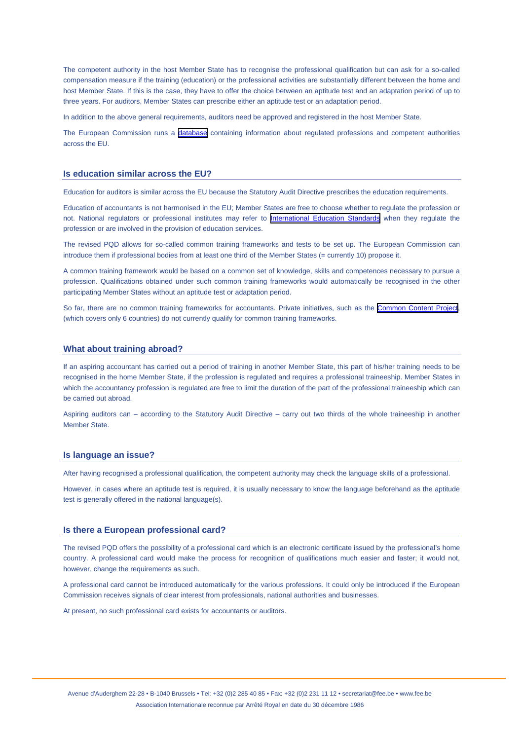The competent authority in the host Member State has to recognise the professional qualification but can ask for a so-called compensation measure if the training (education) or the professional activities are substantially different between the home and host Member State. If this is the case, they have to offer the choice between an aptitude test and an adaptation period of up to three years. For auditors, Member States can prescribe either an aptitude test or an adaptation period.

In addition to the above general requirements, auditors need be approved and registered in the host Member State.

The European Commission runs a database containing information about regulated professions and competent authorities across the EU.

## Is education similar across the EU?

Education for auditors is similar across the EU because the Statutory Audit Directive prescribes the education requirements.

Education of accountants is not harmonised in the EU; Member States are free to choose whether to regulate the profession or not. National regulators or professional institutes may refer to International Education Standards when they regulate the profession or are involved in the provision of education services.

The revised PQD allows for so-called common training frameworks and tests to be set up. The European Commission can introduce them if professional bodies from at least one third of the Member States (= currently 10) propose it.

A common training framework would be based on a common set of knowledge, skills and competences necessary to pursue a profession. Qualifications obtained under such common training frameworks would automatically be recognised in the other participating Member States without an aptitude test or adaptation period.

So far, there are no common training frameworks for accountants. Private initiatives, such as the Common Content Project, (which covers only 6 countries) do not currently qualify for common training frameworks.

## What about training abroad?

If an aspiring accountant has carried out a period of training in another Member State, this part of his/her training needs to be recognised in the home Member State, if the profession is regulated and requires a professional traineeship. Member States in which the accountancy profession is regulated are free to limit the duration of the part of the professional traineeship which can be carried out abroad.

Aspiring auditors can – according to the Statutory Audit Directive – carry out two thirds of the whole traineeship in another Member State.

## Is language an issue?

After having recognised a professional qualification, the competent authority may check the language skills of a professional.

However, in cases where an aptitude test is required, it is usually necessary to know the language beforehand as the aptitude test is generally offered in the national language(s).

## Is there a European professional card?

The revised PQD offers the possibility of a professional card which is an electronic certificate issued by the professional's home country. A professional card would make the process for recognition of qualifications much easier and faster; it would not, however, change the requirements as such.

A professional card cannot be introduced automatically for the various professions. It could only be introduced if the European Commission receives signals of clear interest from professionals, national authorities and businesses.

At present, no such professional card exists for accountants or auditors.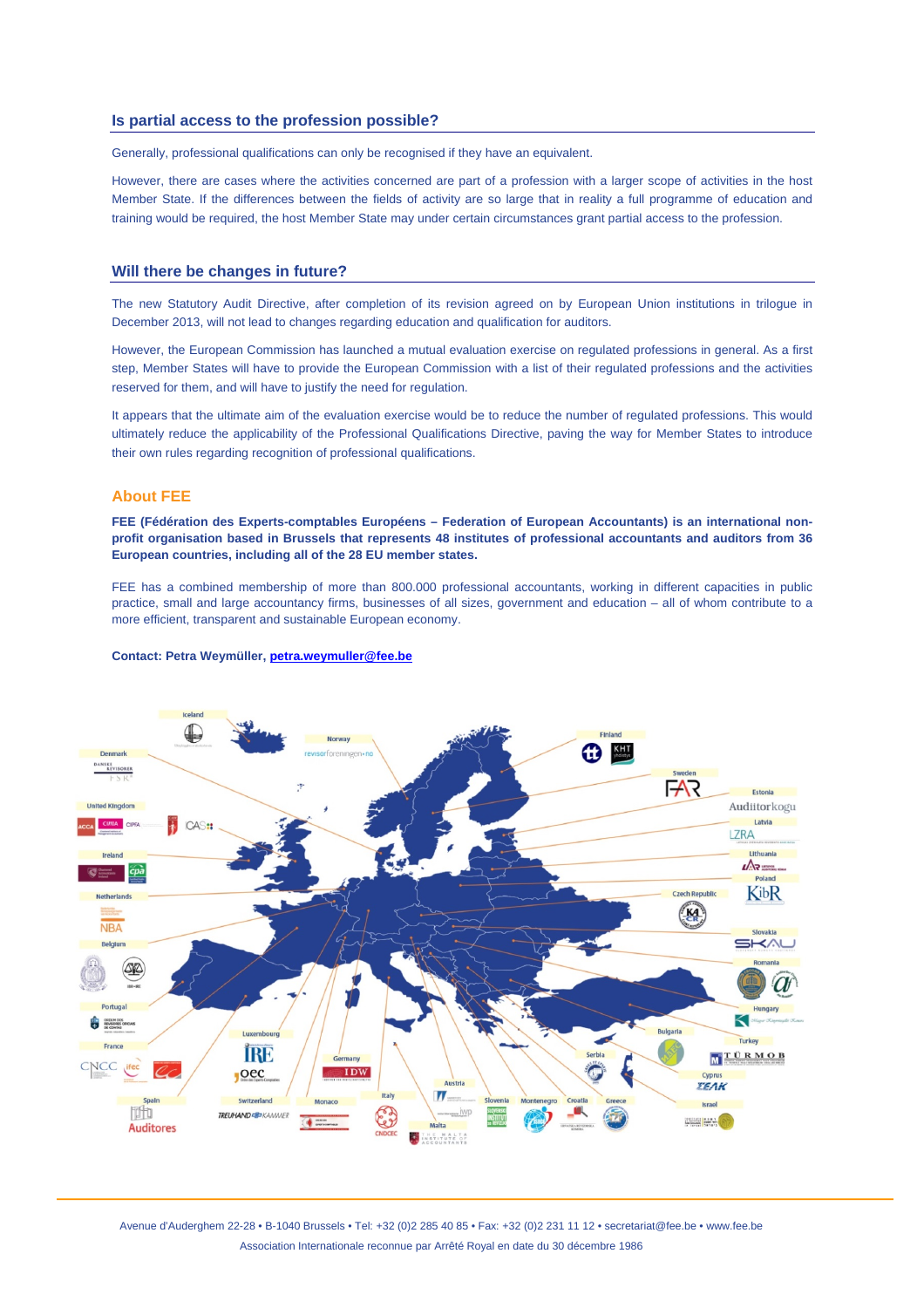## Is partial access to the profession possible?

Generally, professional qualifications can only be recognised if they have an equivalent.

However, there are cases where the activities concerned are part of a profession with a larger scope of activities in the host Member State. If the differences between the fields of activity are so large that in reality a full programme of education and training would be required, the host Member State may under certain circumstances grant partial access to the profession.

## Will there be changes in future?

The new Statutory Audit Directive, after completion of its revision agreed on by European Union institutions in trilogue in December 2013, will not lead to changes regarding education and qualification for auditors.

However, the European Commission has launched a mutual evaluation exercise on regulated professions in general. As a first step, Member States will have to provide the European Commission with a list of their regulated professions and the activities reserved for them, and will have to justify the need for regulation.

It appears that the ultimate aim of the evaluation exercise would be to reduce the number of regulated professions. This would ultimately reduce the applicability of the Professional Qualifications Directive, paving the way for Member States to introduce their own rules regarding recognition of professional qualifications.

## About FEE

**FEE (Fédération des Experts-comptables Européens – Federation of European Accountants) is an international non-profit organisation based in Brussels that represents 48 institutes of professional accountants and auditors from 36 European countries, including all of the 28 EU member states.**

FEE has a combined membership of more than 800.000 professional accountants, working in different capacities in public practice, small and large accountancy firms, businesses of all sizes, government and education – all of whom contribute to a more efficient, transparent and sustainable European economy.

**Contact: Petra Weymüller, petra.weymuller@fee.be**

Iceland
Norway
Finland
Denmark
Sweden
Estonia
United Kingdom
Latvia
Ireland
Lithuania
Poland
Netherlands
Czech Republic
Belgium
Slovakia
Romania
Portugal
Hungary
Luxembourg
Bulgaria
France
Turkey
Germany
Serbia
Cyprus
Austria
Israel
Spain
Switzerland
Monaco
Italy
Slovenia
Montenegro
Croatia
Greece
Malta

Avenue d'Auderghem 22-28 • B-1040 Brussels • Tel: +32 (0)2 285 40 85 • Fax: +32 (0)2 231 11 12 • secretariat@fee.be • www.fee.be
Association Internationale reconnue par Arrêté Royal en date du 30 décembre 1986